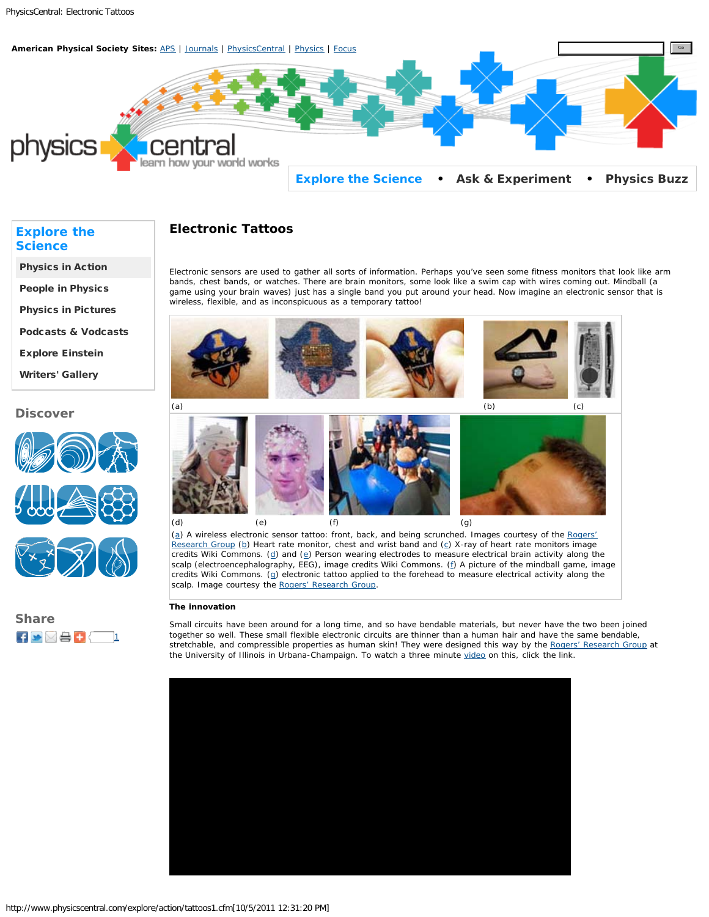American Physical Society Sites: APS | Journals | PhysicsCentral | Physics | Focus

Explore the Science • Ask & Experiment • Physics Buzz

**Explore the Science**

- Physics in Action
- People in Physics
- Physics in Pictures
- Podcasts & Vodcasts
- Explore Einstein
- Writers' Gallery

**Discover**

**Share**

# Electronic Tattoos

Electronic sensors are used to gather all sorts of information. Perhaps you've seen some fitness monitors that look like arm bands, chest bands, or watches. There are brain monitors, some look like a swim cap with wires coming out. Mindball (a game using your brain waves) just has a single band you put around your head. Now imagine an electronic sensor that is wireless, flexible, and as inconspicuous as a temporary tattoo!

(a) (b) (c)

(d) (e) (f) (g)

(a) A wireless electronic sensor tattoo: front, back, and being scrunched. Images courtesy of the Rogers' Research Group (b) Heart rate monitor, chest and wrist band and (c) X-ray of heart rate monitors image credits Wiki Commons. (d) and (e) Person wearing electrodes to measure electrical brain activity along the scalp (electroencephalography, EEG), image credits Wiki Commons. (f) A picture of the mindball game, image credits Wiki Commons. (g) electronic tattoo applied to the forehead to measure electrical activity along the scalp. Image courtesy the Rogers' Research Group.

**The innovation**

Small circuits have been around for a long time, and so have bendable materials, but never have the two been joined together so well. These small flexible electronic circuits are thinner than a human hair and have the same bendable, stretchable, and compressible properties as human skin! They were designed this way by the Rogers' Research Group at the University of Illinois in Urbana-Champaign. To watch a three minute video on this, click the link.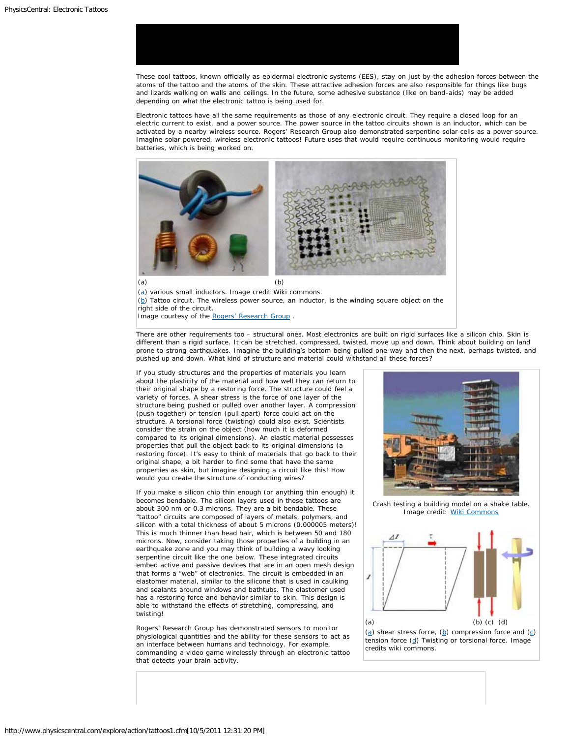These cool tattoos, known officially as epidermal electronic systems (EES), stay on just by the adhesion forces between the atoms of the tattoo and the atoms of the skin. These attractive adhesion forces are also responsible for things like bugs and lizards walking on walls and ceilings. In the future, some adhesive substance (like on band-aids) may be added depending on what the electronic tattoo is being used for.

Electronic tattoos have all the same requirements as those of any electronic circuit. They require a closed loop for an electric current to exist, and a power source. The power source in the tattoo circuits shown is an inductor, which can be activated by a nearby wireless source. Rogers' Research Group also demonstrated serpentine solar cells as a power source. Imagine solar powered, wireless electronic tattoos! Future uses that would require continuous monitoring would require batteries, which is being worked on.

(a) (b)

(a) various small inductors. Image credit Wiki commons.
(b) Tattoo circuit. The wireless power source, an inductor, is the winding square object on the right side of the circuit.
Image courtesy of the Rogers' Research Group .

There are other requirements too – structural ones. Most electronics are built on rigid surfaces like a silicon chip. Skin is different than a rigid surface. It can be stretched, compressed, twisted, move up and down. Think about building on land prone to strong earthquakes. Imagine the building's bottom being pulled one way and then the next, perhaps twisted, and pushed up and down. What kind of structure and material could withstand all these forces?

If you study structures and the properties of materials you learn about the plasticity of the material and how well they can return to their original shape by a restoring force. The structure could feel a variety of forces. A shear stress is the force of one layer of the structure being pushed or pulled over another layer. A compression (push together) or tension (pull apart) force could act on the structure. A torsional force (twisting) could also exist. Scientists consider the strain on the object (how much it is deformed compared to its original dimensions). An elastic material possesses properties that pull the object back to its original dimensions (a restoring force). It's easy to think of materials that go back to their original shape, a bit harder to find some that have the same properties as skin, but imagine designing a circuit like this! How would you create the structure of conducting wires?

Crash testing a building model on a shake table.
Image credit: Wiki Commons

(a) (b) (c) (d)

(a) shear stress force, (b) compression force and (c) tension force (d) Twisting or torsional force. Image credits wiki commons.

If you make a silicon chip thin enough (or anything thin enough) it becomes bendable. The silicon layers used in these tattoos are about 300 nm or 0.3 microns. They are a bit bendable. These "tattoo" circuits are composed of layers of metals, polymers, and silicon with a total thickness of about 5 microns (0.000005 meters)! This is much thinner than head hair, which is between 50 and 180 microns. Now, consider taking those properties of a building in an earthquake zone and you may think of building a wavy looking serpentine circuit like the one below. These integrated circuits embed active and passive devices that are in an open mesh design that forms a "web" of electronics. The circuit is embedded in an elastomer material, similar to the silicone that is used in caulking and sealants around windows and bathtubs. The elastomer used has a restoring force and behavior similar to skin. This design is able to withstand the effects of stretching, compressing, and twisting!

Rogers' Research Group has demonstrated sensors to monitor physiological quantities and the ability for these sensors to act as an interface between humans and technology. For example, commanding a video game wirelessly through an electronic tattoo that detects your brain activity.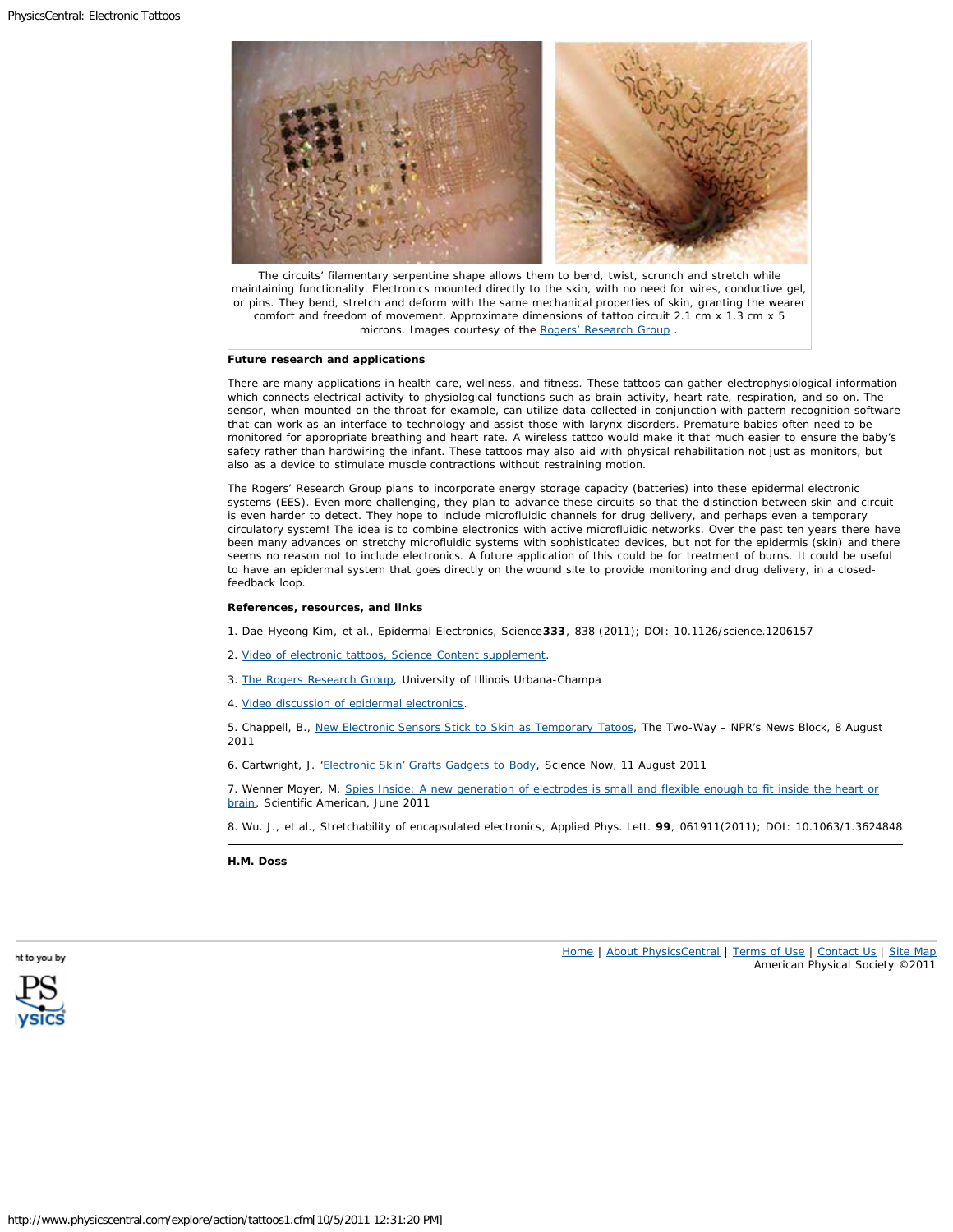The circuits' filamentary serpentine shape allows them to bend, twist, scrunch and stretch while maintaining functionality. Electronics mounted directly to the skin, with no need for wires, conductive gel, or pins. They bend, stretch and deform with the same mechanical properties of skin, granting the wearer comfort and freedom of movement. Approximate dimensions of tattoo circuit 2.1 cm x 1.3 cm x 5 microns. Images courtesy of the Rogers' Research Group .

**Future research and applications**

There are many applications in health care, wellness, and fitness. These tattoos can gather electrophysiological information which connects electrical activity to physiological functions such as brain activity, heart rate, respiration, and so on. The sensor, when mounted on the throat for example, can utilize data collected in conjunction with pattern recognition software that can work as an interface to technology and assist those with larynx disorders. Premature babies often need to be monitored for appropriate breathing and heart rate. A wireless tattoo would make it that much easier to ensure the baby's safety rather than hardwiring the infant. These tattoos may also aid with physical rehabilitation not just as monitors, but also as a device to stimulate muscle contractions without restraining motion.

The Rogers' Research Group plans to incorporate energy storage capacity (batteries) into these epidermal electronic systems (EES). Even more challenging, they plan to advance these circuits so that the distinction between skin and circuit is even harder to detect. They hope to include microfluidic channels for drug delivery, and perhaps even a temporary circulatory system! The idea is to combine electronics with active microfluidic networks. Over the past ten years there have been many advances on stretchy microfluidic systems with sophisticated devices, but not for the epidermis (skin) and there seems no reason not to include electronics. A future application of this could be for treatment of burns. It could be useful to have an epidermal system that goes directly on the wound site to provide monitoring and drug delivery, in a closed-feedback loop.

**References, resources, and links**

1. Dae-Hyeong Kim, et al., Epidermal Electronics, Science**333**, 838 (2011); DOI: 10.1126/science.1206157

2. Video of electronic tattoos, Science Content supplement.

3. The Rogers Research Group, University of Illinois Urbana-Champa

4. Video discussion of epidermal electronics.

5. Chappell, B., New Electronic Sensors Stick to Skin as Temporary Tatoos, The Two-Way – NPR's News Block, 8 August 2011

6. Cartwright, J. 'Electronic Skin' Grafts Gadgets to Body, Science Now, 11 August 2011

7. Wenner Moyer, M. Spies Inside: A new generation of electrodes is small and flexible enough to fit inside the heart or brain, Scientific American, June 2011

8. Wu. J., et al., Stretchability of encapsulated electronics, Applied Phys. Lett. **99**, 061911(2011); DOI: 10.1063/1.3624848

---

**H.M. Doss**

Home | About PhysicsCentral | Terms of Use | Contact Us | Site Map
American Physical Society ©2011